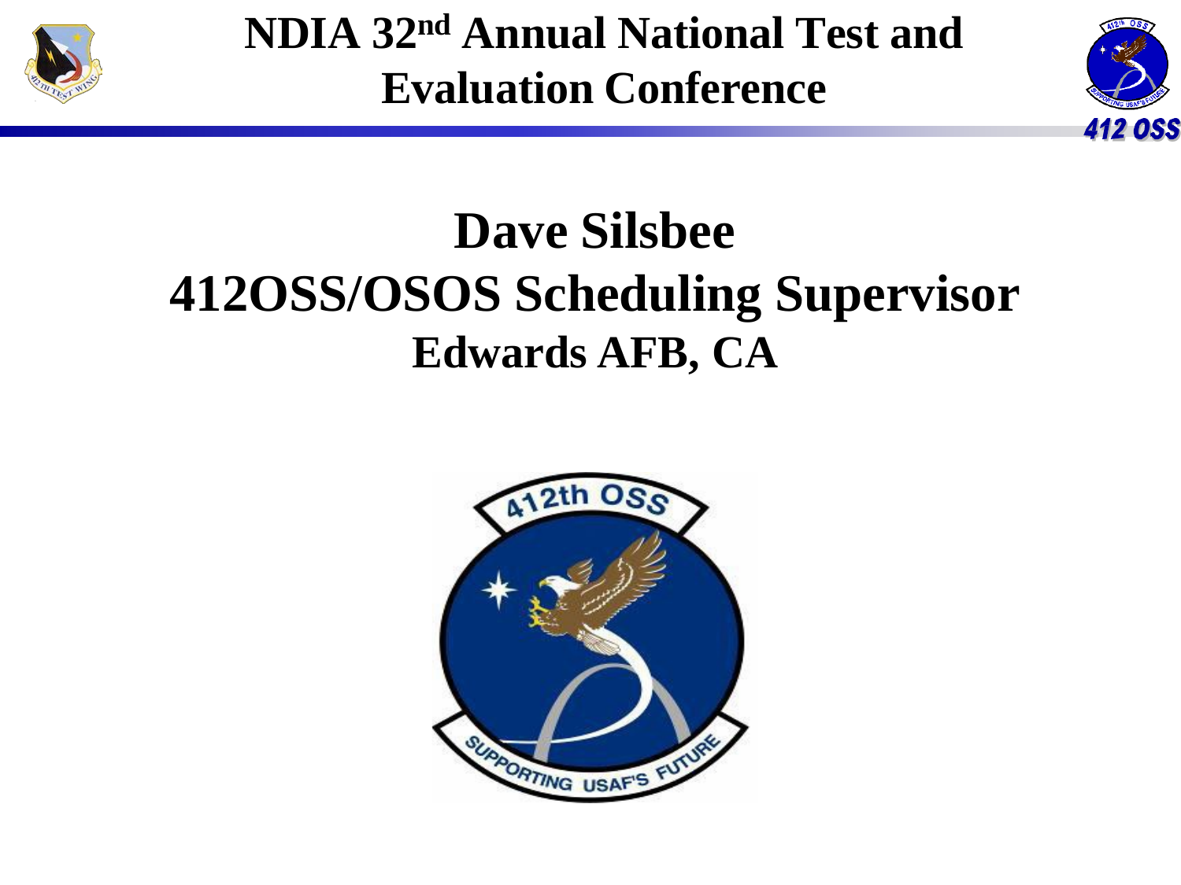# NDIA 32nd Annual National Test and Evaluation Conference

## Dave Silsbee
## 412OSS/OSOS Scheduling Supervisor
### Edwards AFB, CA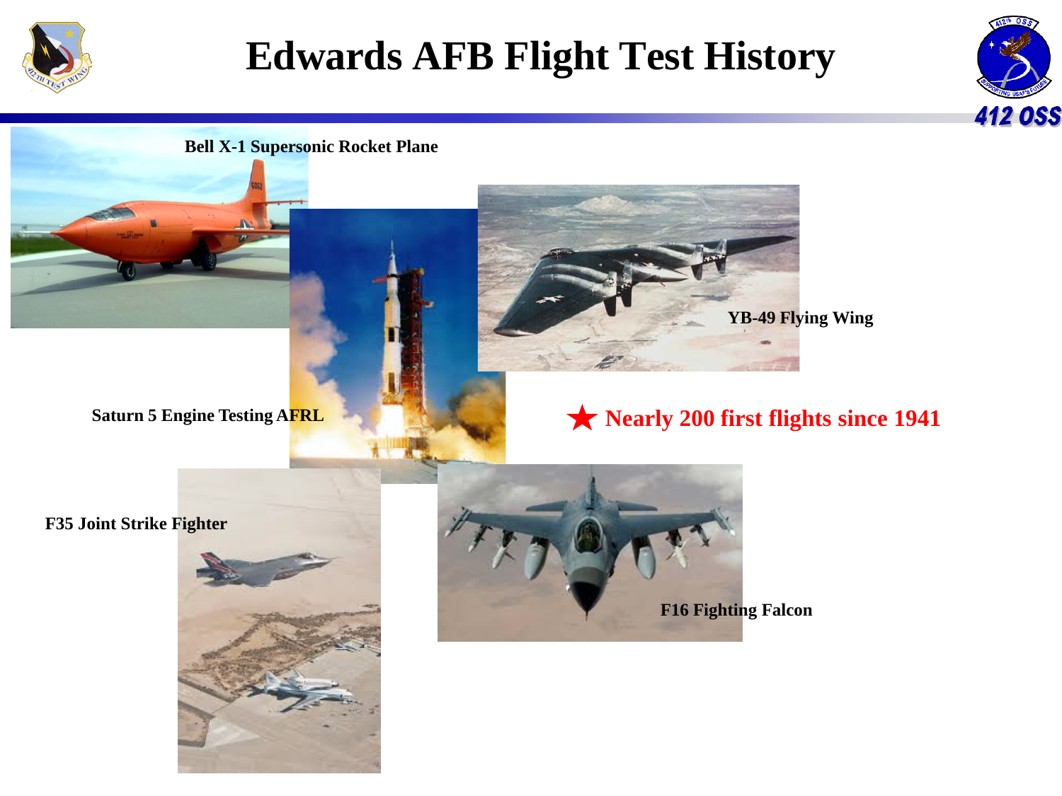# Edwards AFB Flight Test History

412 OSS

Bell X-1 Supersonic Rocket Plane

YB-49 Flying Wing

Saturn 5 Engine Testing AFRL

★ Nearly 200 first flights since 1941

F35 Joint Strike Fighter

F16 Fighting Falcon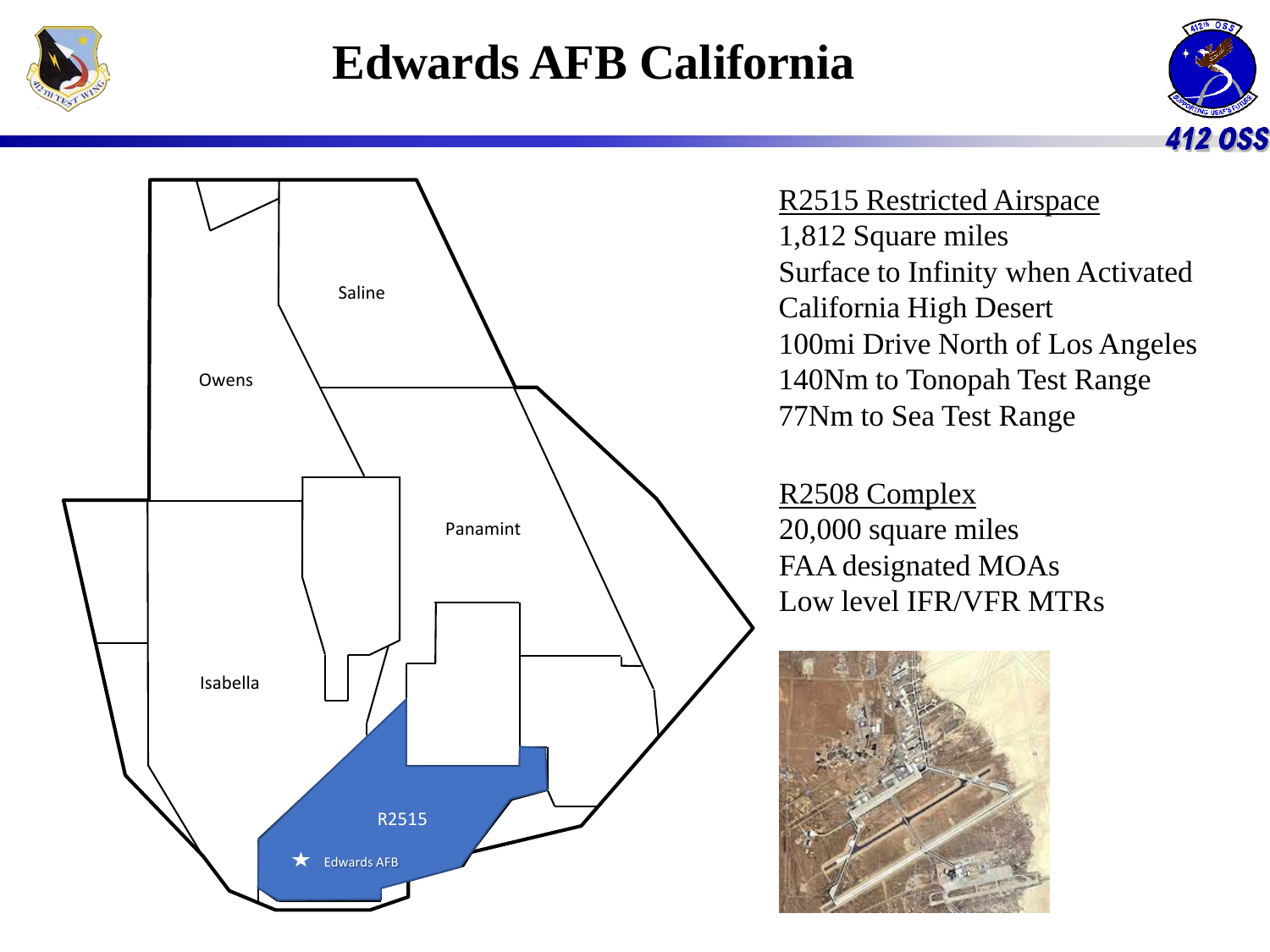# Edwards AFB California

Saline

Owens

Panamint

Isabella

R2515

Edwards AFB

R2515 Restricted Airspace
1,812 Square miles
Surface to Infinity when Activated
California High Desert
100mi Drive North of Los Angeles
140Nm to Tonopah Test Range
77Nm to Sea Test Range

R2508 Complex
20,000 square miles
FAA designated MOAs
Low level IFR/VFR MTRs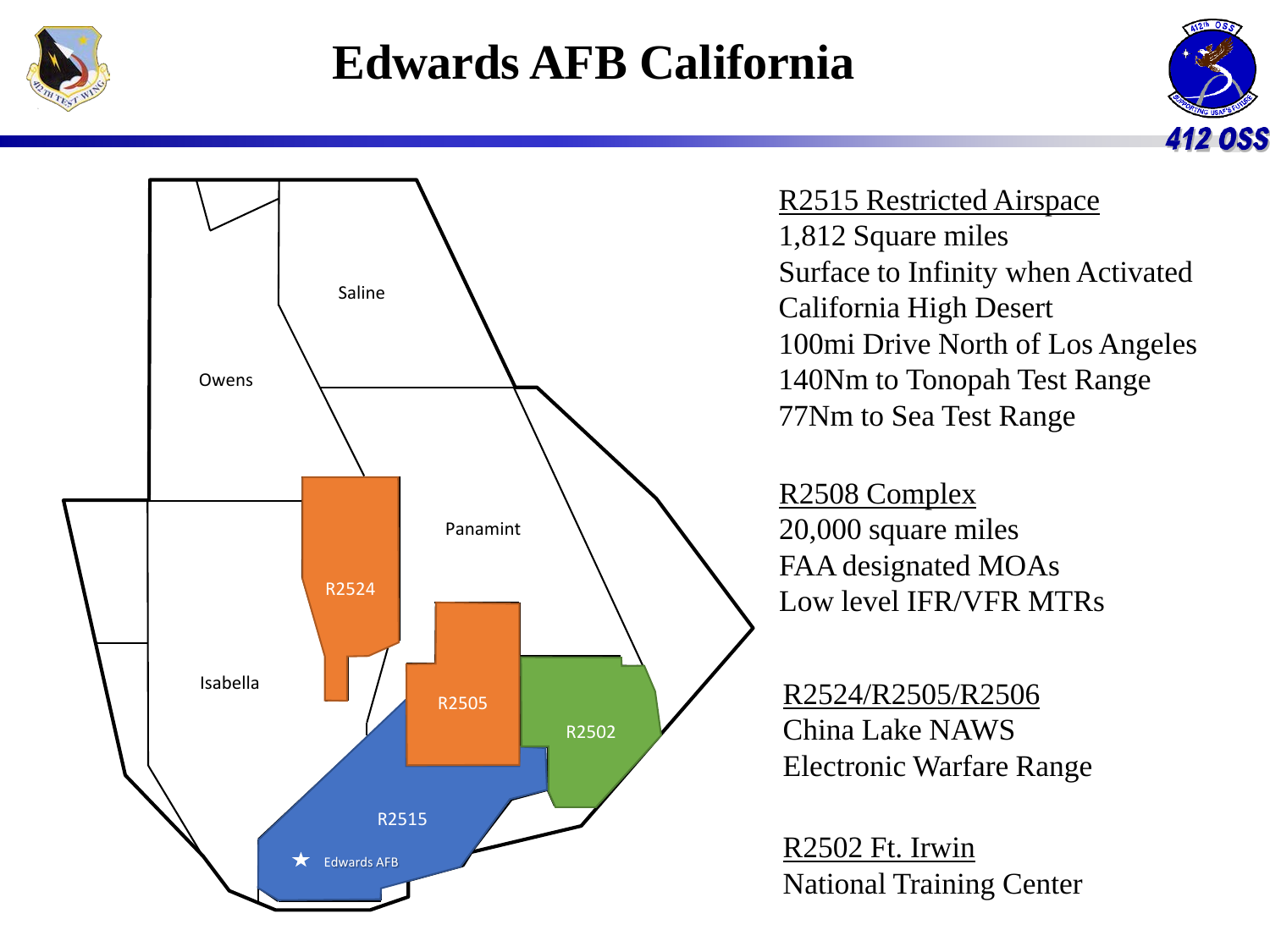# Edwards AFB California

Saline

Owens

Panamint

R2524

Isabella

R2505

R2502

R2515

★ Edwards AFB

R2515 Restricted Airspace
1,812 Square miles
Surface to Infinity when Activated
California High Desert
100mi Drive North of Los Angeles
140Nm to Tonopah Test Range
77Nm to Sea Test Range

R2508 Complex
20,000 square miles
FAA designated MOAs
Low level IFR/VFR MTRs

R2524/R2505/R2506
China Lake NAWS
Electronic Warfare Range

R2502 Ft. Irwin
National Training Center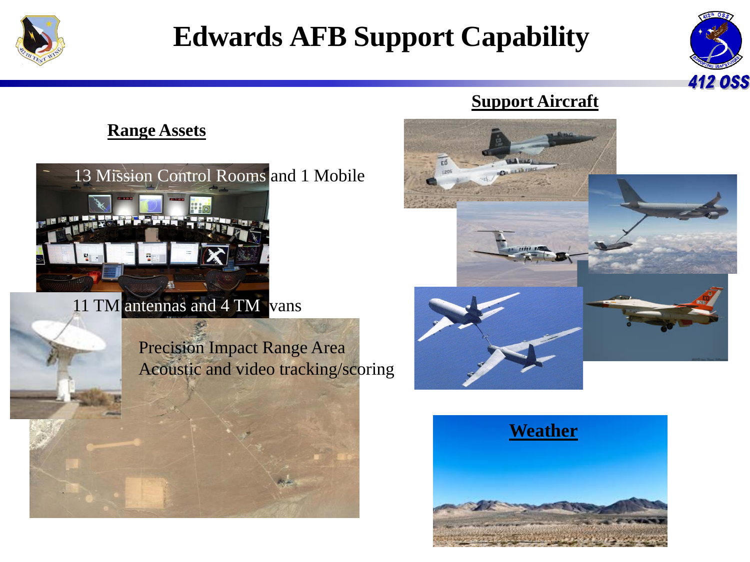# Edwards AFB Support Capability

## Range Assets

13 Mission Control Rooms and 1 Mobile

11 TM antennas and 4 TM vans

Precision Impact Range Area
Acoustic and video tracking/scoring

## Support Aircraft

## Weather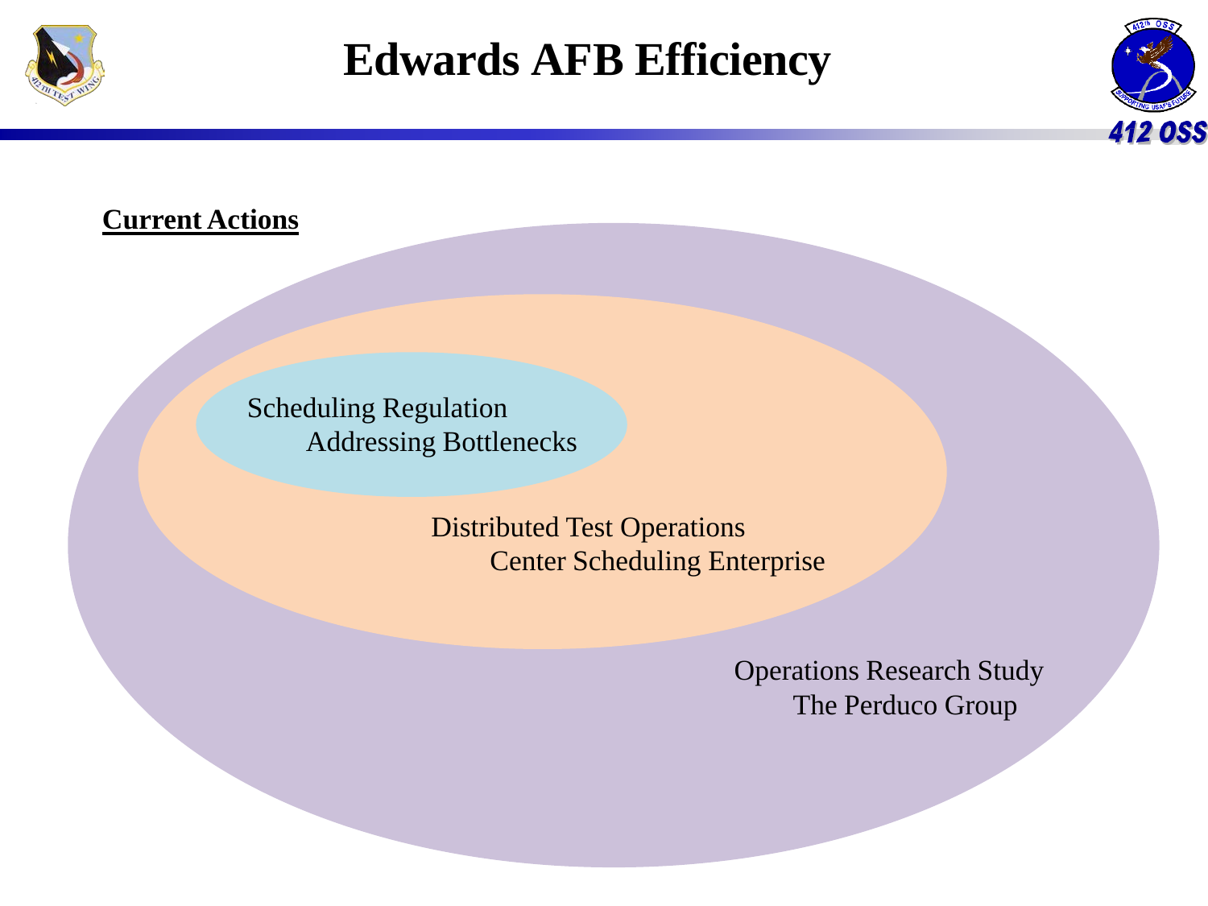# Edwards AFB Efficiency

**Current Actions**

Scheduling Regulation
Addressing Bottlenecks

Distributed Test Operations
Center Scheduling Enterprise

Operations Research Study
The Perduco Group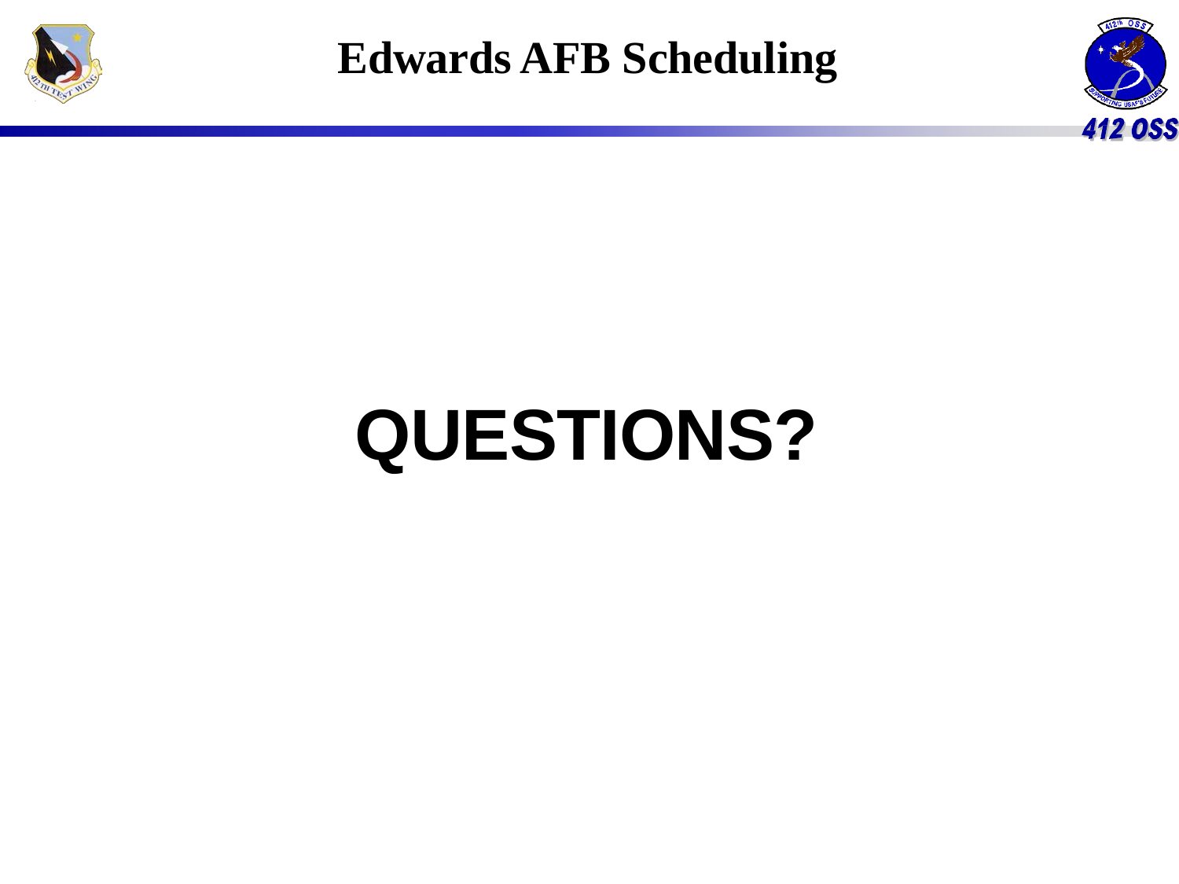# QUESTIONS?